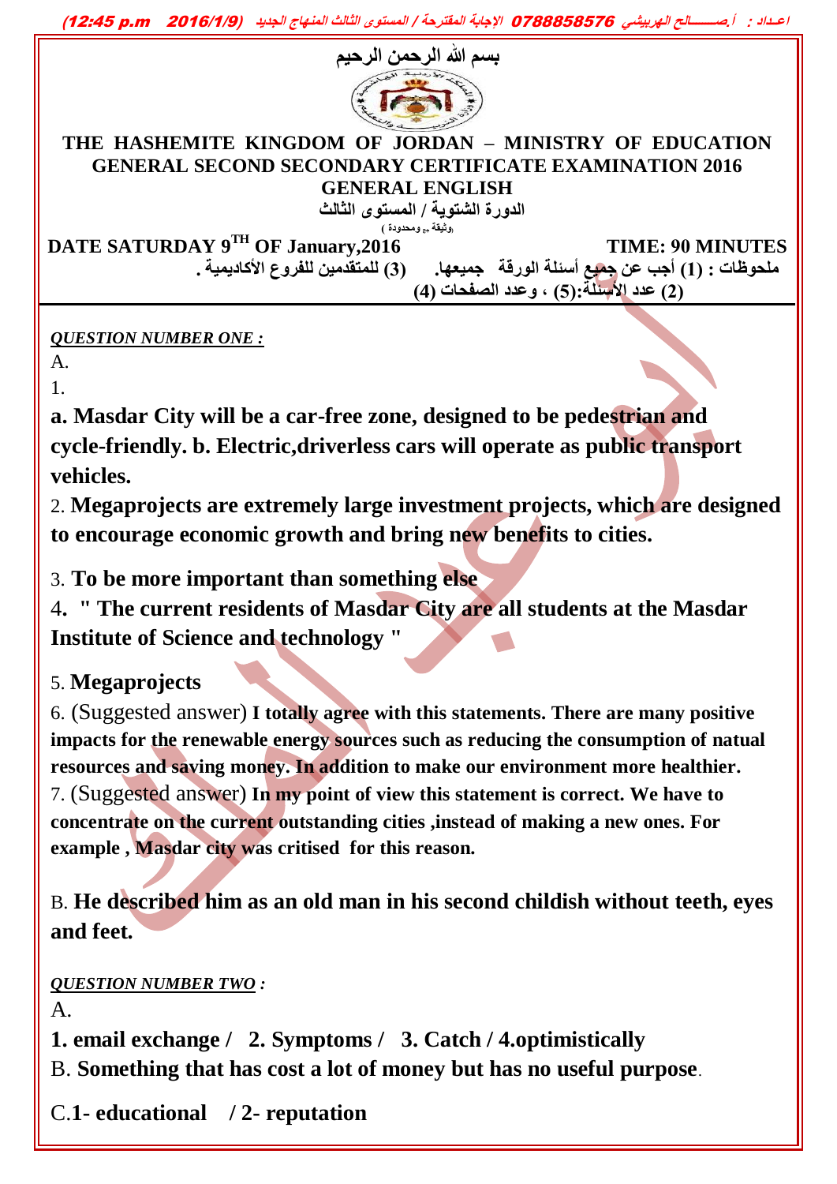بسم الله الرحمن الرحيم

**THE HASHEMITE KINGDOM OF JORDAN – MINISTRY OF EDUCATION**
**GENERAL SECOND SECONDARY CERTIFICATE EXAMINATION 2016**
**GENERAL ENGLISH**

الدورة الشتوية / المستوى الثالث

(وثيقة ... ومحدودة)

**DATE SATURDAY 9TH OF January,2016** **TIME: 90 MINUTES**

ملحوظات : (1) أجب عن جميع أسئلة الورقة جميعها. (3) للمتقدمين للفروع الأكاديمية .
(2) عدد الأسئلة:(5) ، وعدد الصفحات (4)

***QUESTION NUMBER ONE :***

A.

1.

**a. Masdar City will be a car-free zone, designed to be pedestrian and cycle-friendly. b. Electric,driverless cars will operate as public transport vehicles.**

2. **Megaprojects are extremely large investment projects, which are designed to encourage economic growth and bring new benefits to cities.**

3. **To be more important than something else**

4. **" The current residents of Masdar City are all students at the Masdar Institute of Science and technology "**

5. **Megaprojects**

6. (Suggested answer) **I totally agree with this statements. There are many positive impacts for the renewable energy sources such as reducing the consumption of natual resources and saving money. In addition to make our environment more healthier.**

7. (Suggested answer) **In my point of view this statement is correct. We have to concentrate on the current outstanding cities ,instead of making a new ones. For example , Masdar city was critised for this reason.**

B. **He described him as an old man in his second childish without teeth, eyes and feet.**

***QUESTION NUMBER TWO :***

A.

**1. email exchange / 2. Symptoms / 3. Catch / 4.optimistically**

B. **Something that has cost a lot of money but has no useful purpose**.

C.**1- educational / 2- reputation**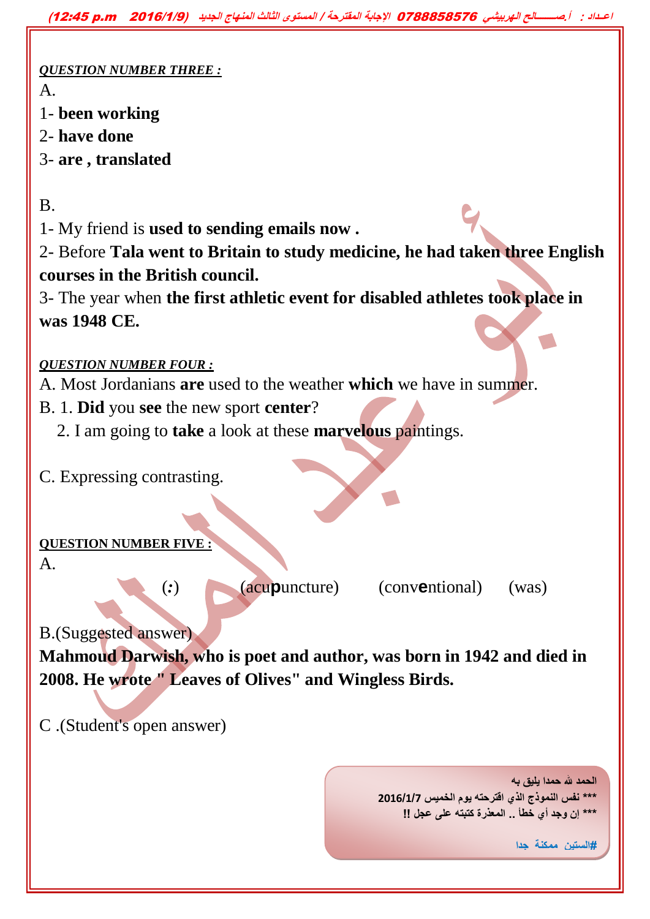***QUESTION NUMBER THREE :***

A.

1- **been working**

2- **have done**

3- **are , translated**

B.

1- My friend is **used to sending emails now .**

2- Before **Tala went to Britain to study medicine, he had taken three English courses in the British council.**

3- The year when **the first athletic event for disabled athletes took place in was 1948 CE.**

***QUESTION NUMBER FOUR :***

A. Most Jordanians **are** used to the weather **which** we have in summer.

B. 1. **Did** you **see** the new sport **center**?

2. I am going to **take** a look at these **marvelous** paintings.

C. Expressing contrasting.

**QUESTION NUMBER FIVE :**

A.

(*:*) (acu**p**uncture) (conv**e**ntional) (was)

B.(Suggested answer)

**Mahmoud Darwish, who is poet and author, was born in 1942 and died in 2008. He wrote " Leaves of Olives" and Wingless Birds.**

C .(Student's open answer)

الحمد لله حمدا يليق به

*** نفس النموذج الذي اقترحته يوم الخميس 2016/1/7

*** إن وجد أي خطأ .. المعذرة كتبته على عجل !!

#الستين ممكنة جدا